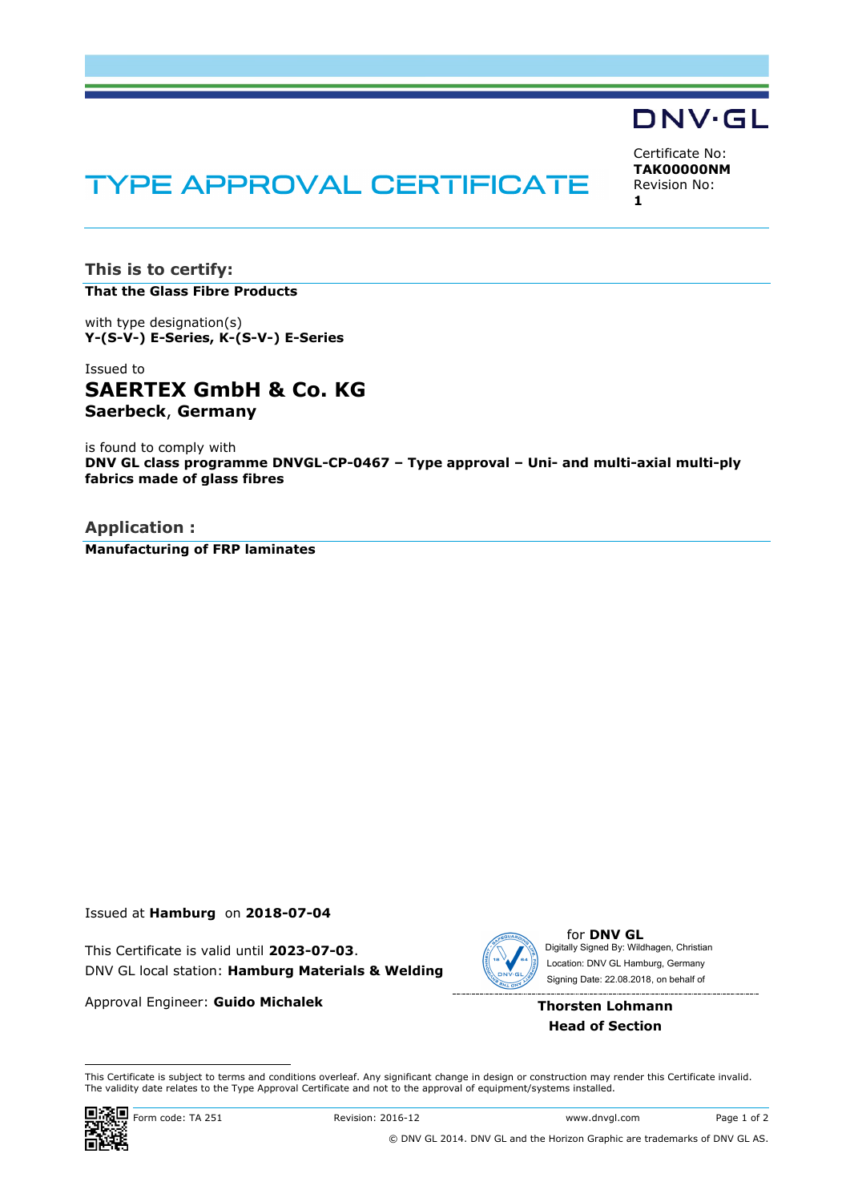DNV·GL

# TYPE APPROVAL CERTIFICATE

Certificate No:
**TAK00000NM**
Revision No:
**1**

## This is to certify:

**That the Glass Fibre Products**

with type designation(s)
**Y-(S-V-) E-Series, K-(S-V-) E-Series**

Issued to
**SAERTEX GmbH & Co. KG**
**Saerbeck**, **Germany**

is found to comply with
**DNV GL class programme DNVGL-CP-0467 – Type approval – Uni- and multi-axial multi-ply fabrics made of glass fibres**

## Application :

**Manufacturing of FRP laminates**

Issued at **Hamburg** on **2018-07-04**

This Certificate is valid until **2023-07-03**.
DNV GL local station: **Hamburg Materials & Welding**

Approval Engineer: **Guido Michalek**

for **DNV GL**
Digitally Signed By: Wildhagen, Christian
Location: DNV GL Hamburg, Germany
Signing Date: 22.08.2018, on behalf of

**Thorsten Lohmann**
**Head of Section**

This Certificate is subject to terms and conditions overleaf. Any significant change in design or construction may render this Certificate invalid. The validity date relates to the Type Approval Certificate and not to the approval of equipment/systems installed.

Form code: TA 251 Revision: 2016-12 www.dnvgl.com

© DNV GL 2014. DNV GL and the Horizon Graphic are trademarks of DNV GL AS.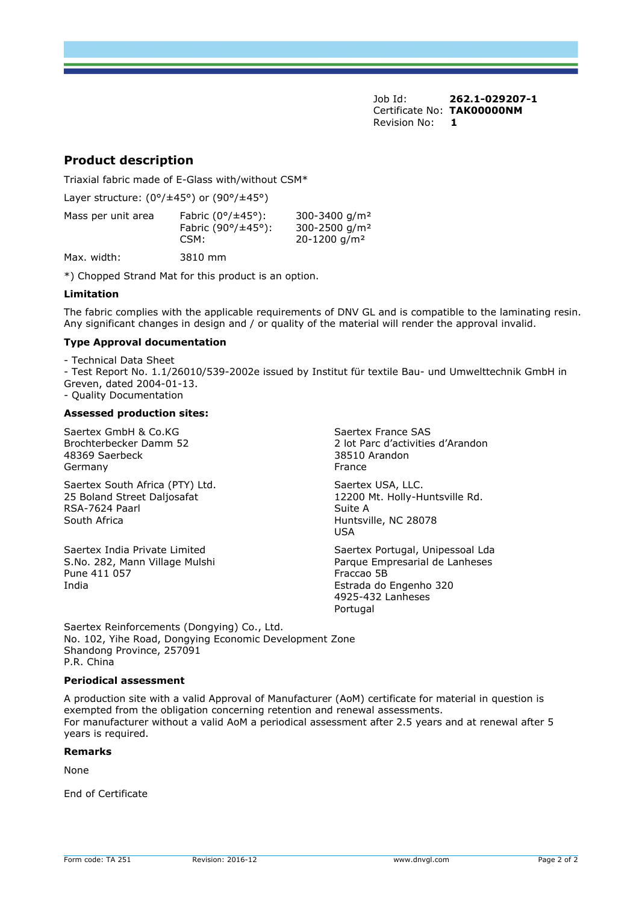Job Id: **262.1-029207-1**
Certificate No: **TAK00000NM**
Revision No: **1**

## Product description

Triaxial fabric made of E-Glass with/without CSM*

Layer structure: (0°/±45°) or (90°/±45°)

| | | |
|---|---|---|
| Mass per unit area | Fabric (0°/±45°): | 300-3400 g/m² |
| | Fabric (90°/±45°): | 300-2500 g/m² |
| | CSM: | 20-1200 g/m² |
| Max. width: | 3810 mm | |

*) Chopped Strand Mat for this product is an option.

### Limitation

The fabric complies with the applicable requirements of DNV GL and is compatible to the laminating resin. Any significant changes in design and / or quality of the material will render the approval invalid.

### Type Approval documentation

- Technical Data Sheet
- Test Report No. 1.1/26010/539-2002e issued by Institut für textile Bau- und Umwelttechnik GmbH in Greven, dated 2004-01-13.
- Quality Documentation

### Assessed production sites:

Saertex GmbH & Co.KG
Brochterbecker Damm 52
48369 Saerbeck
Germany

Saertex France SAS
2 lot Parc d'activities d'Arandon
38510 Arandon
France

Saertex South Africa (PTY) Ltd.
25 Boland Street Daljosafat
RSA-7624 Paarl
South Africa

Saertex USA, LLC.
12200 Mt. Holly-Huntsville Rd.
Suite A
Huntsville, NC 28078
USA

Saertex India Private Limited
S.No. 282, Mann Village Mulshi
Pune 411 057
India

Saertex Portugal, Unipessoal Lda
Parque Empresarial de Lanheses
Fraccao 5B
Estrada do Engenho 320
4925-432 Lanheses
Portugal

Saertex Reinforcements (Dongying) Co., Ltd.
No. 102, Yihe Road, Dongying Economic Development Zone
Shandong Province, 257091
P.R. China

### Periodical assessment

A production site with a valid Approval of Manufacturer (AoM) certificate for material in question is exempted from the obligation concerning retention and renewal assessments.
For manufacturer without a valid AoM a periodical assessment after 2.5 years and at renewal after 5 years is required.

### Remarks

None

End of Certificate